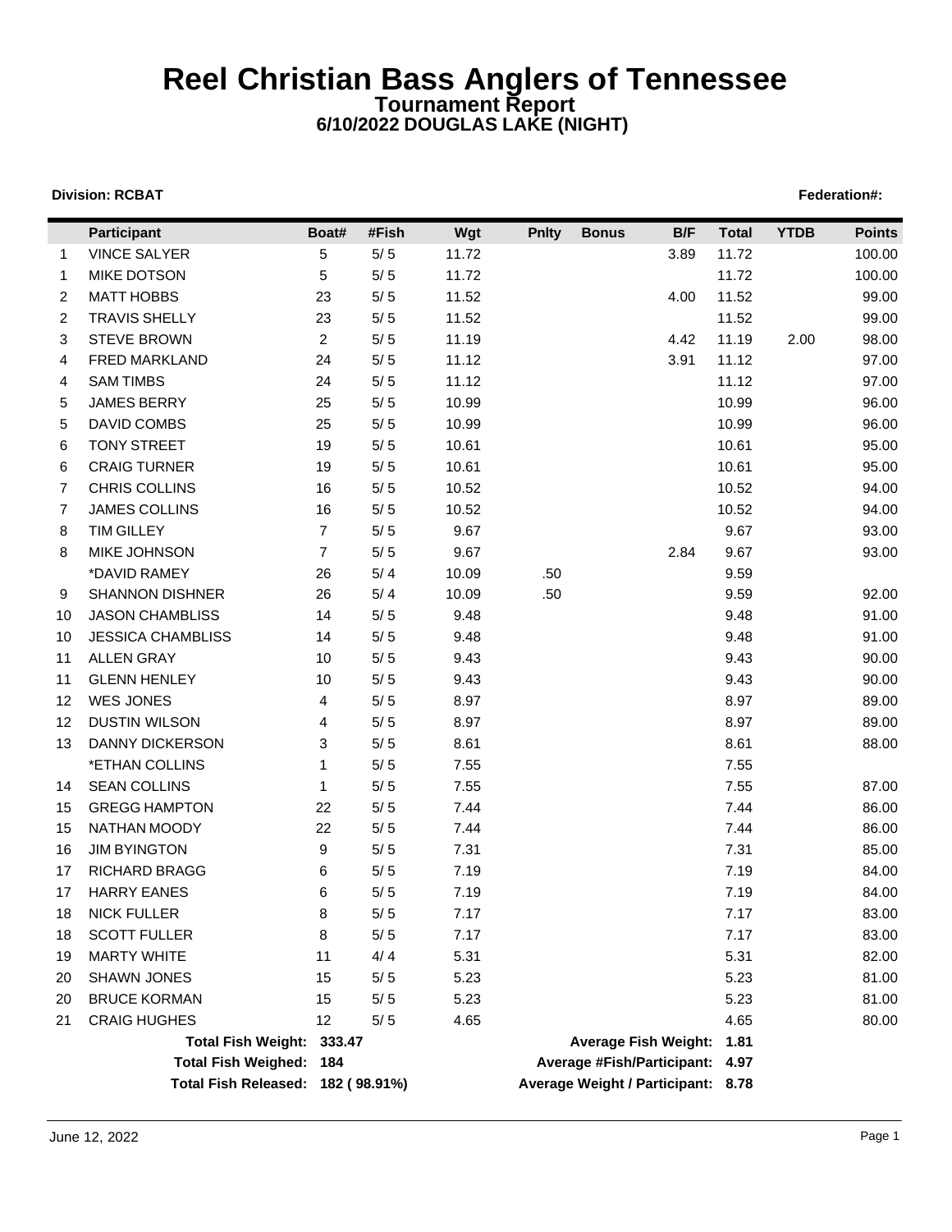# Reel Christian Bass Anglers of Tennessee

## Tournament Report

### 6/10/2022 DOUGLAS LAKE (NIGHT)

**Division: RCBAT** **Federation#:**

| | Participant | Boat# | #Fish | Wgt | Pnlty | Bonus | B/F | Total | YTDB | Points |
|---|---|---|---|---|---|---|---|---|---|---|
| 1 | VINCE SALYER | 5 | 5/ 5 | 11.72 | | | 3.89 | 11.72 | | 100.00 |
| 1 | MIKE DOTSON | 5 | 5/ 5 | 11.72 | | | | 11.72 | | 100.00 |
| 2 | MATT HOBBS | 23 | 5/ 5 | 11.52 | | | 4.00 | 11.52 | | 99.00 |
| 2 | TRAVIS SHELLY | 23 | 5/ 5 | 11.52 | | | | 11.52 | | 99.00 |
| 3 | STEVE BROWN | 2 | 5/ 5 | 11.19 | | | 4.42 | 11.19 | 2.00 | 98.00 |
| 4 | FRED MARKLAND | 24 | 5/ 5 | 11.12 | | | 3.91 | 11.12 | | 97.00 |
| 4 | SAM TIMBS | 24 | 5/ 5 | 11.12 | | | | 11.12 | | 97.00 |
| 5 | JAMES BERRY | 25 | 5/ 5 | 10.99 | | | | 10.99 | | 96.00 |
| 5 | DAVID COMBS | 25 | 5/ 5 | 10.99 | | | | 10.99 | | 96.00 |
| 6 | TONY STREET | 19 | 5/ 5 | 10.61 | | | | 10.61 | | 95.00 |
| 6 | CRAIG TURNER | 19 | 5/ 5 | 10.61 | | | | 10.61 | | 95.00 |
| 7 | CHRIS COLLINS | 16 | 5/ 5 | 10.52 | | | | 10.52 | | 94.00 |
| 7 | JAMES COLLINS | 16 | 5/ 5 | 10.52 | | | | 10.52 | | 94.00 |
| 8 | TIM GILLEY | 7 | 5/ 5 | 9.67 | | | | 9.67 | | 93.00 |
| 8 | MIKE JOHNSON | 7 | 5/ 5 | 9.67 | | | 2.84 | 9.67 | | 93.00 |
| | *DAVID RAMEY | 26 | 5/ 4 | 10.09 | .50 | | | 9.59 | | |
| 9 | SHANNON DISHNER | 26 | 5/ 4 | 10.09 | .50 | | | 9.59 | | 92.00 |
| 10 | JASON CHAMBLISS | 14 | 5/ 5 | 9.48 | | | | 9.48 | | 91.00 |
| 10 | JESSICA CHAMBLISS | 14 | 5/ 5 | 9.48 | | | | 9.48 | | 91.00 |
| 11 | ALLEN GRAY | 10 | 5/ 5 | 9.43 | | | | 9.43 | | 90.00 |
| 11 | GLENN HENLEY | 10 | 5/ 5 | 9.43 | | | | 9.43 | | 90.00 |
| 12 | WES JONES | 4 | 5/ 5 | 8.97 | | | | 8.97 | | 89.00 |
| 12 | DUSTIN WILSON | 4 | 5/ 5 | 8.97 | | | | 8.97 | | 89.00 |
| 13 | DANNY DICKERSON | 3 | 5/ 5 | 8.61 | | | | 8.61 | | 88.00 |
| | *ETHAN COLLINS | 1 | 5/ 5 | 7.55 | | | | 7.55 | | |
| 14 | SEAN COLLINS | 1 | 5/ 5 | 7.55 | | | | 7.55 | | 87.00 |
| 15 | GREGG HAMPTON | 22 | 5/ 5 | 7.44 | | | | 7.44 | | 86.00 |
| 15 | NATHAN MOODY | 22 | 5/ 5 | 7.44 | | | | 7.44 | | 86.00 |
| 16 | JIM BYINGTON | 9 | 5/ 5 | 7.31 | | | | 7.31 | | 85.00 |
| 17 | RICHARD BRAGG | 6 | 5/ 5 | 7.19 | | | | 7.19 | | 84.00 |
| 17 | HARRY EANES | 6 | 5/ 5 | 7.19 | | | | 7.19 | | 84.00 |
| 18 | NICK FULLER | 8 | 5/ 5 | 7.17 | | | | 7.17 | | 83.00 |
| 18 | SCOTT FULLER | 8 | 5/ 5 | 7.17 | | | | 7.17 | | 83.00 |
| 19 | MARTY WHITE | 11 | 4/ 4 | 5.31 | | | | 5.31 | | 82.00 |
| 20 | SHAWN JONES | 15 | 5/ 5 | 5.23 | | | | 5.23 | | 81.00 |
| 20 | BRUCE KORMAN | 15 | 5/ 5 | 5.23 | | | | 5.23 | | 81.00 |
| 21 | CRAIG HUGHES | 12 | 5/ 5 | 4.65 | | | | 4.65 | | 80.00 |

**Total Fish Weight: 333.47** **Average Fish Weight: 1.81**

**Total Fish Weighed: 184** **Average #Fish/Participant: 4.97**

**Total Fish Released: 182 ( 98.91%)** **Average Weight / Participant: 8.78**

June 12, 2022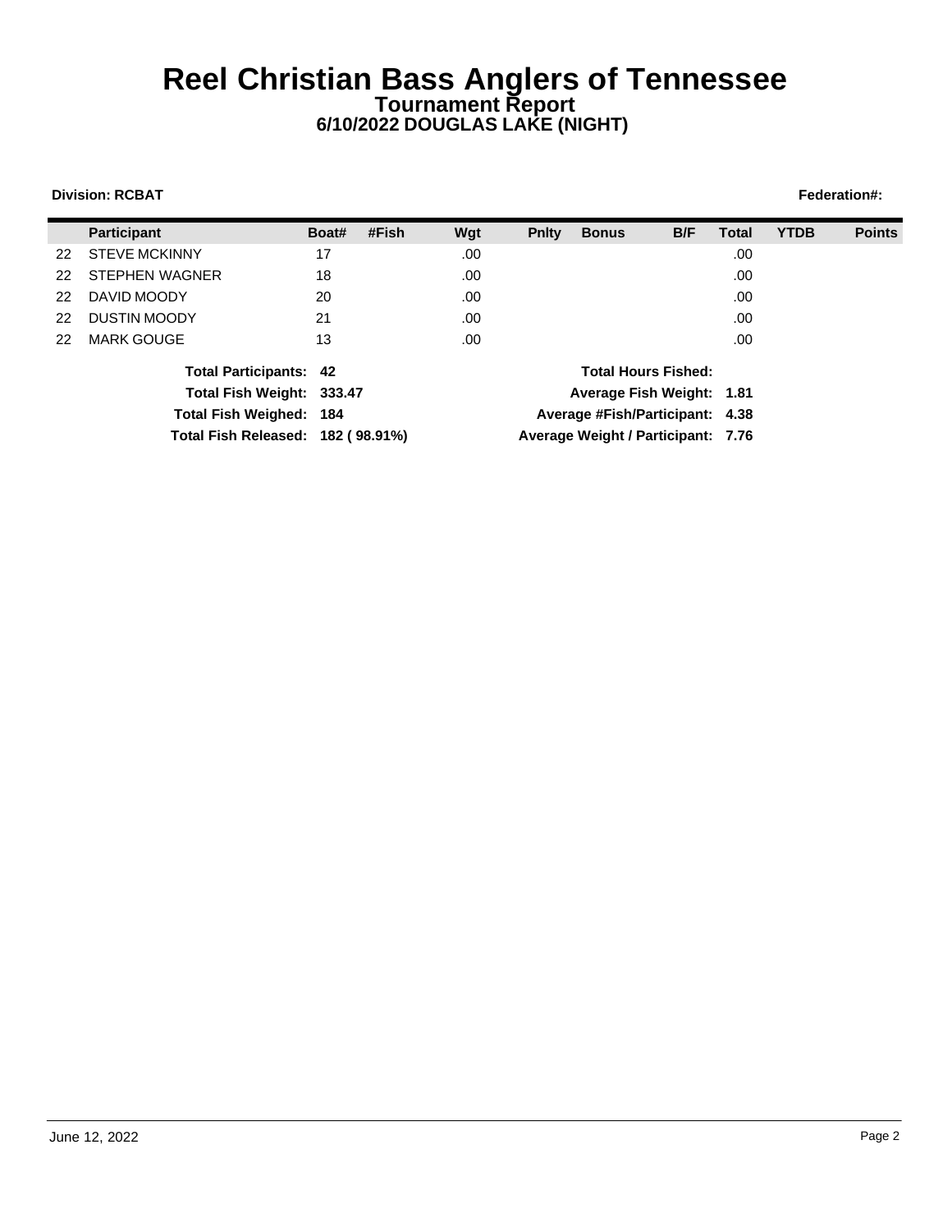# Reel Christian Bass Anglers of Tennessee

## Tournament Report

### 6/10/2022 DOUGLAS LAKE (NIGHT)

**Division: RCBAT** **Federation#:**

| | Participant | Boat# | #Fish | Wgt | Pnlty | Bonus | B/F | Total | YTDB | Points |
|---|---|---|---|---|---|---|---|---|---|---|
| 22 | STEVE MCKINNY | 17 | | .00 | | | | .00 | | |
| 22 | STEPHEN WAGNER | 18 | | .00 | | | | .00 | | |
| 22 | DAVID MOODY | 20 | | .00 | | | | .00 | | |
| 22 | DUSTIN MOODY | 21 | | .00 | | | | .00 | | |
| 22 | MARK GOUGE | 13 | | .00 | | | | .00 | | |

**Total Participants:** 42
**Total Fish Weight:** 333.47
**Total Fish Weighed:** 184
**Total Fish Released:** 182 ( 98.91%)

**Total Hours Fished:**
**Average Fish Weight:** 1.81
**Average #Fish/Participant:** 4.38
**Average Weight / Participant:** 7.76

June 12, 2022